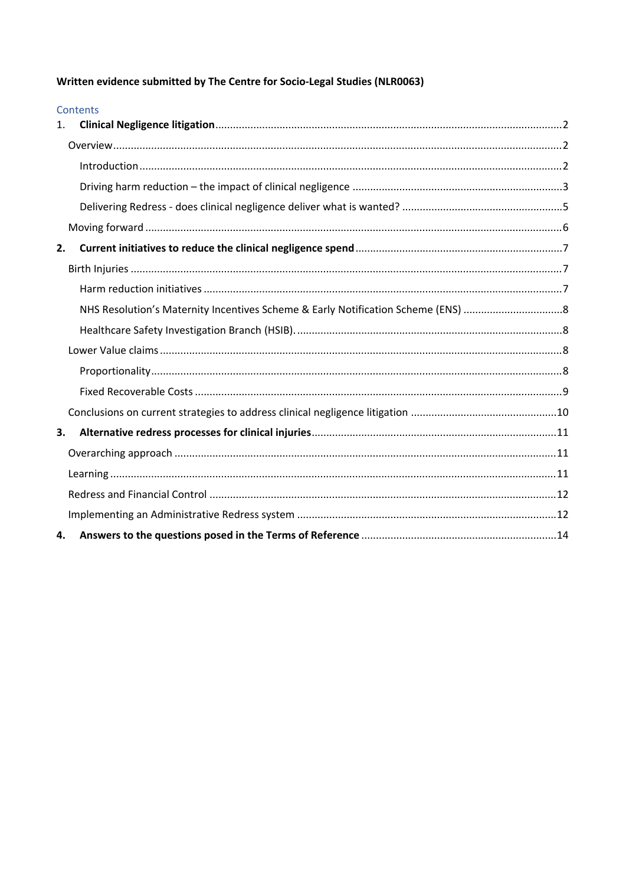**Written evidence submitted by The Centre for Socio-Legal Studies (NLR0063)**

Contents

1. **Clinical Negligence litigation** .....2
   - Overview .....2
     - Introduction .....2
     - Driving harm reduction – the impact of clinical negligence .....3
     - Delivering Redress - does clinical negligence deliver what is wanted? .....5
   - Moving forward .....6
2. **Current initiatives to reduce the clinical negligence spend** .....7
   - Birth Injuries .....7
     - Harm reduction initiatives .....7
     - NHS Resolution's Maternity Incentives Scheme & Early Notification Scheme (ENS) .....8
     - Healthcare Safety Investigation Branch (HSIB). .....8
   - Lower Value claims .....8
     - Proportionality .....8
     - Fixed Recoverable Costs .....9
   - Conclusions on current strategies to address clinical negligence litigation .....10
3. **Alternative redress processes for clinical injuries** .....11
   - Overarching approach .....11
   - Learning .....11
   - Redress and Financial Control .....12
   - Implementing an Administrative Redress system .....12
4. **Answers to the questions posed in the Terms of Reference** .....14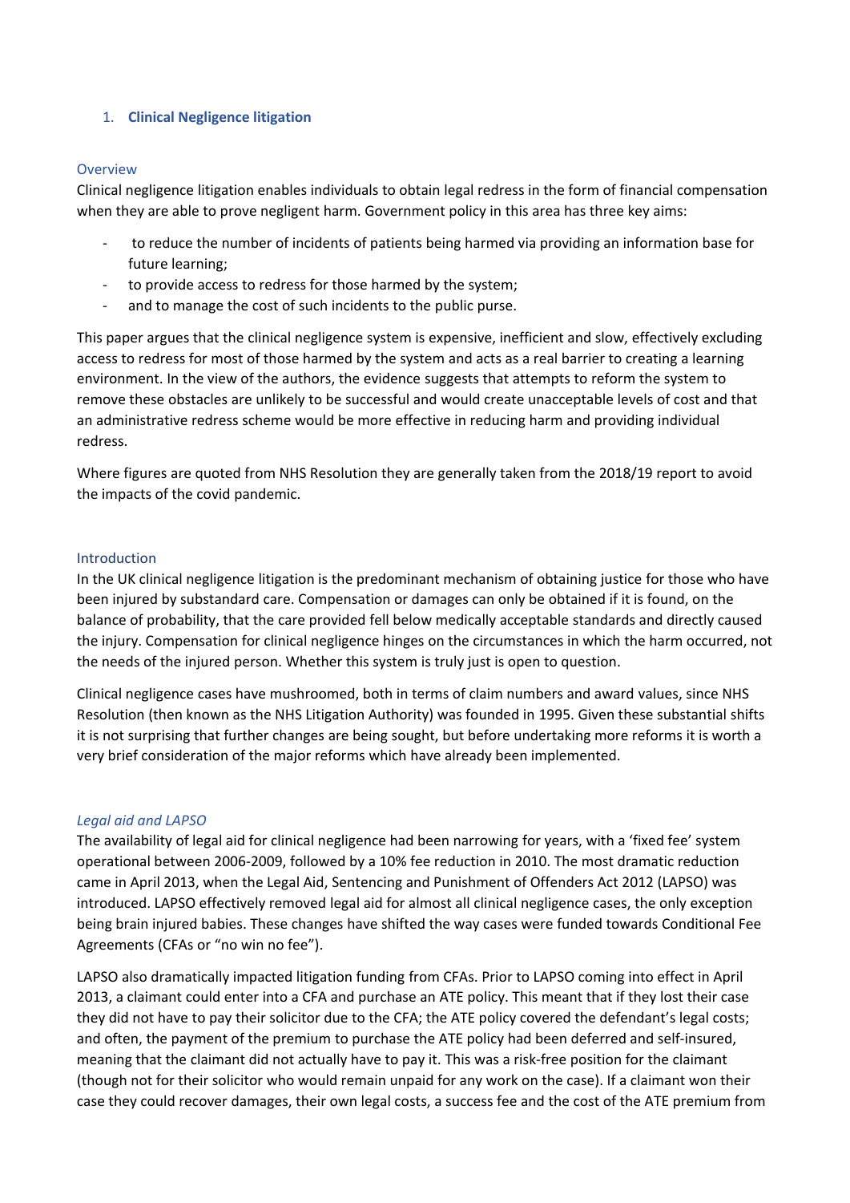## 1. Clinical Negligence litigation

### Overview

Clinical negligence litigation enables individuals to obtain legal redress in the form of financial compensation when they are able to prove negligent harm. Government policy in this area has three key aims:

- to reduce the number of incidents of patients being harmed via providing an information base for future learning;
- to provide access to redress for those harmed by the system;
- and to manage the cost of such incidents to the public purse.

This paper argues that the clinical negligence system is expensive, inefficient and slow, effectively excluding access to redress for most of those harmed by the system and acts as a real barrier to creating a learning environment. In the view of the authors, the evidence suggests that attempts to reform the system to remove these obstacles are unlikely to be successful and would create unacceptable levels of cost and that an administrative redress scheme would be more effective in reducing harm and providing individual redress.

Where figures are quoted from NHS Resolution they are generally taken from the 2018/19 report to avoid the impacts of the covid pandemic.

### Introduction

In the UK clinical negligence litigation is the predominant mechanism of obtaining justice for those who have been injured by substandard care. Compensation or damages can only be obtained if it is found, on the balance of probability, that the care provided fell below medically acceptable standards and directly caused the injury. Compensation for clinical negligence hinges on the circumstances in which the harm occurred, not the needs of the injured person. Whether this system is truly just is open to question.

Clinical negligence cases have mushroomed, both in terms of claim numbers and award values, since NHS Resolution (then known as the NHS Litigation Authority) was founded in 1995. Given these substantial shifts it is not surprising that further changes are being sought, but before undertaking more reforms it is worth a very brief consideration of the major reforms which have already been implemented.

#### *Legal aid and LAPSO*

The availability of legal aid for clinical negligence had been narrowing for years, with a 'fixed fee' system operational between 2006-2009, followed by a 10% fee reduction in 2010. The most dramatic reduction came in April 2013, when the Legal Aid, Sentencing and Punishment of Offenders Act 2012 (LAPSO) was introduced. LAPSO effectively removed legal aid for almost all clinical negligence cases, the only exception being brain injured babies. These changes have shifted the way cases were funded towards Conditional Fee Agreements (CFAs or "no win no fee").

LAPSO also dramatically impacted litigation funding from CFAs. Prior to LAPSO coming into effect in April 2013, a claimant could enter into a CFA and purchase an ATE policy. This meant that if they lost their case they did not have to pay their solicitor due to the CFA; the ATE policy covered the defendant's legal costs; and often, the payment of the premium to purchase the ATE policy had been deferred and self-insured, meaning that the claimant did not actually have to pay it. This was a risk-free position for the claimant (though not for their solicitor who would remain unpaid for any work on the case). If a claimant won their case they could recover damages, their own legal costs, a success fee and the cost of the ATE premium from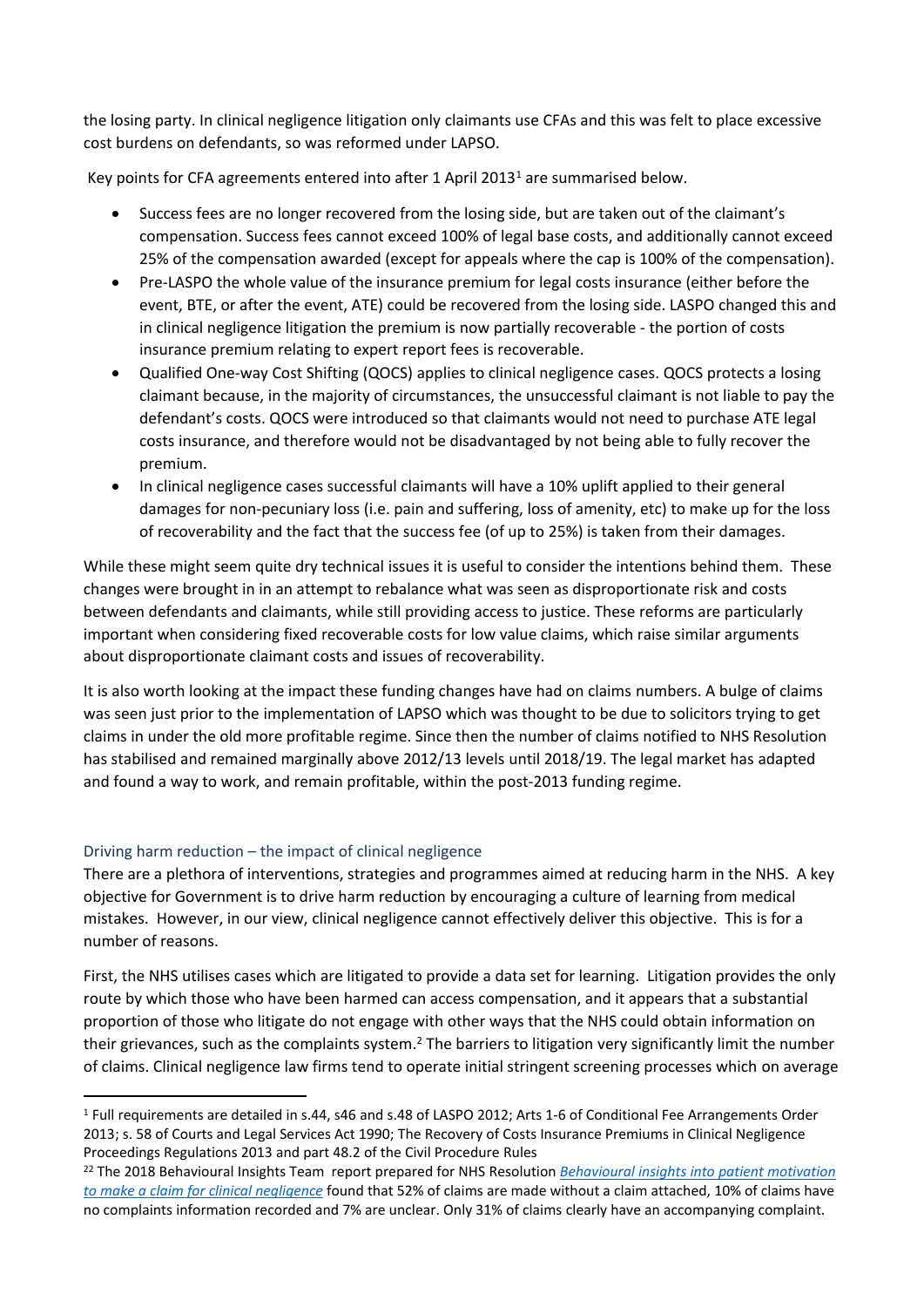the losing party. In clinical negligence litigation only claimants use CFAs and this was felt to place excessive cost burdens on defendants, so was reformed under LAPSO.

Key points for CFA agreements entered into after 1 April 2013[1] are summarised below.

- Success fees are no longer recovered from the losing side, but are taken out of the claimant's compensation. Success fees cannot exceed 100% of legal base costs, and additionally cannot exceed 25% of the compensation awarded (except for appeals where the cap is 100% of the compensation).
- Pre-LASPO the whole value of the insurance premium for legal costs insurance (either before the event, BTE, or after the event, ATE) could be recovered from the losing side. LASPO changed this and in clinical negligence litigation the premium is now partially recoverable - the portion of costs insurance premium relating to expert report fees is recoverable.
- Qualified One-way Cost Shifting (QOCS) applies to clinical negligence cases. QOCS protects a losing claimant because, in the majority of circumstances, the unsuccessful claimant is not liable to pay the defendant's costs. QOCS were introduced so that claimants would not need to purchase ATE legal costs insurance, and therefore would not be disadvantaged by not being able to fully recover the premium.
- In clinical negligence cases successful claimants will have a 10% uplift applied to their general damages for non-pecuniary loss (i.e. pain and suffering, loss of amenity, etc) to make up for the loss of recoverability and the fact that the success fee (of up to 25%) is taken from their damages.

While these might seem quite dry technical issues it is useful to consider the intentions behind them. These changes were brought in in an attempt to rebalance what was seen as disproportionate risk and costs between defendants and claimants, while still providing access to justice. These reforms are particularly important when considering fixed recoverable costs for low value claims, which raise similar arguments about disproportionate claimant costs and issues of recoverability.

It is also worth looking at the impact these funding changes have had on claims numbers. A bulge of claims was seen just prior to the implementation of LAPSO which was thought to be due to solicitors trying to get claims in under the old more profitable regime. Since then the number of claims notified to NHS Resolution has stabilised and remained marginally above 2012/13 levels until 2018/19. The legal market has adapted and found a way to work, and remain profitable, within the post-2013 funding regime.

### Driving harm reduction – the impact of clinical negligence

There are a plethora of interventions, strategies and programmes aimed at reducing harm in the NHS. A key objective for Government is to drive harm reduction by encouraging a culture of learning from medical mistakes. However, in our view, clinical negligence cannot effectively deliver this objective. This is for a number of reasons.

First, the NHS utilises cases which are litigated to provide a data set for learning. Litigation provides the only route by which those who have been harmed can access compensation, and it appears that a substantial proportion of those who litigate do not engage with other ways that the NHS could obtain information on their grievances, such as the complaints system.[2] The barriers to litigation very significantly limit the number of claims. Clinical negligence law firms tend to operate initial stringent screening processes which on average

---

[1] Full requirements are detailed in s.44, s46 and s.48 of LASPO 2012; Arts 1-6 of Conditional Fee Arrangements Order 2013; s. 58 of Courts and Legal Services Act 1990; The Recovery of Costs Insurance Premiums in Clinical Negligence Proceedings Regulations 2013 and part 48.2 of the Civil Procedure Rules

[22] The 2018 Behavioural Insights Team report prepared for NHS Resolution *Behavioural insights into patient motivation to make a claim for clinical negligence* found that 52% of claims are made without a claim attached, 10% of claims have no complaints information recorded and 7% are unclear. Only 31% of claims clearly have an accompanying complaint.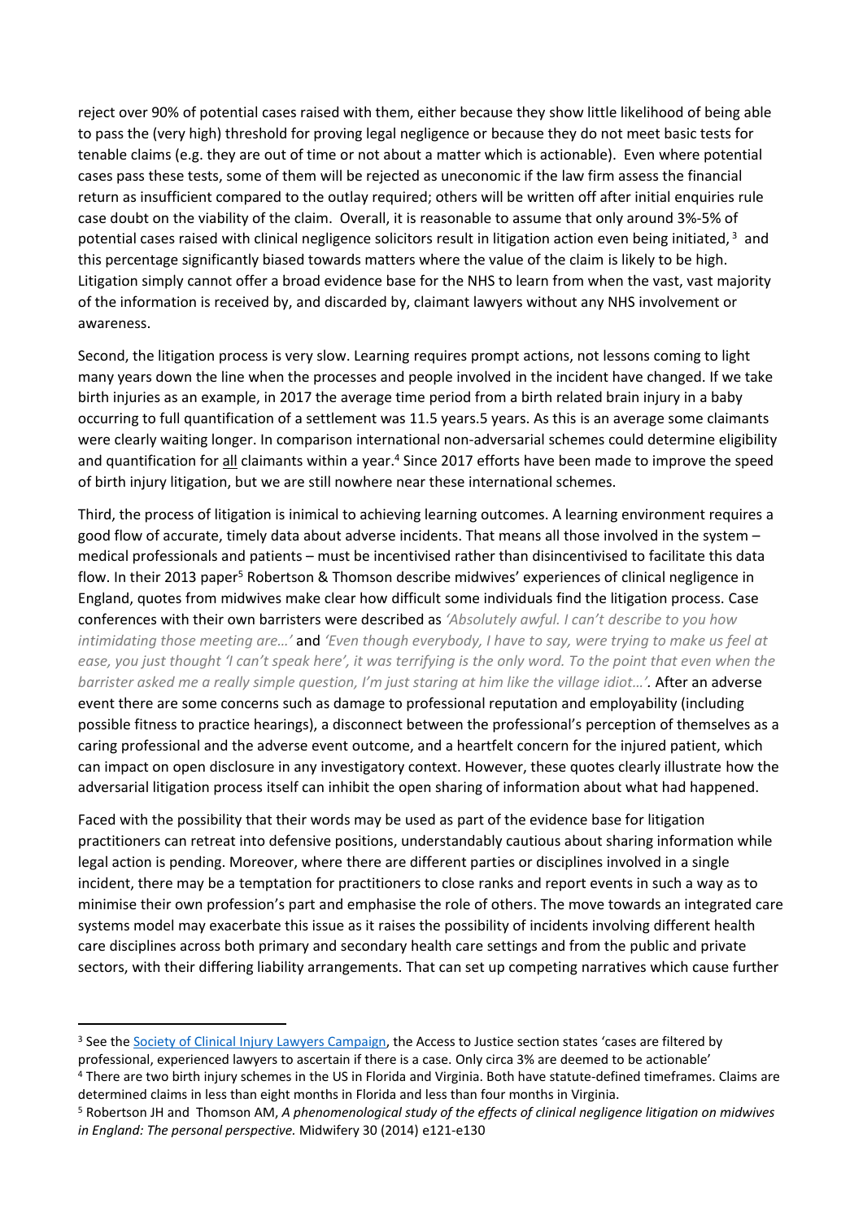reject over 90% of potential cases raised with them, either because they show little likelihood of being able to pass the (very high) threshold for proving legal negligence or because they do not meet basic tests for tenable claims (e.g. they are out of time or not about a matter which is actionable). Even where potential cases pass these tests, some of them will be rejected as uneconomic if the law firm assess the financial return as insufficient compared to the outlay required; others will be written off after initial enquiries rule case doubt on the viability of the claim. Overall, it is reasonable to assume that only around 3%-5% of potential cases raised with clinical negligence solicitors result in litigation action even being initiated, [3] and this percentage significantly biased towards matters where the value of the claim is likely to be high. Litigation simply cannot offer a broad evidence base for the NHS to learn from when the vast, vast majority of the information is received by, and discarded by, claimant lawyers without any NHS involvement or awareness.

Second, the litigation process is very slow. Learning requires prompt actions, not lessons coming to light many years down the line when the processes and people involved in the incident have changed. If we take birth injuries as an example, in 2017 the average time period from a birth related brain injury in a baby occurring to full quantification of a settlement was 11.5 years.5 years. As this is an average some claimants were clearly waiting longer. In comparison international non-adversarial schemes could determine eligibility and quantification for <u>all</u> claimants within a year.[4] Since 2017 efforts have been made to improve the speed of birth injury litigation, but we are still nowhere near these international schemes.

Third, the process of litigation is inimical to achieving learning outcomes. A learning environment requires a good flow of accurate, timely data about adverse incidents. That means all those involved in the system – medical professionals and patients – must be incentivised rather than disincentivised to facilitate this data flow. In their 2013 paper[5] Robertson & Thomson describe midwives' experiences of clinical negligence in England, quotes from midwives make clear how difficult some individuals find the litigation process. Case conferences with their own barristers were described as *'Absolutely awful. I can't describe to you how intimidating those meeting are…'* and *'Even though everybody, I have to say, were trying to make us feel at ease, you just thought 'I can't speak here', it was terrifying is the only word. To the point that even when the barrister asked me a really simple question, I'm just staring at him like the village idiot…'.* After an adverse event there are some concerns such as damage to professional reputation and employability (including possible fitness to practice hearings), a disconnect between the professional's perception of themselves as a caring professional and the adverse event outcome, and a heartfelt concern for the injured patient, which can impact on open disclosure in any investigatory context. However, these quotes clearly illustrate how the adversarial litigation process itself can inhibit the open sharing of information about what had happened.

Faced with the possibility that their words may be used as part of the evidence base for litigation practitioners can retreat into defensive positions, understandably cautious about sharing information while legal action is pending. Moreover, where there are different parties or disciplines involved in a single incident, there may be a temptation for practitioners to close ranks and report events in such a way as to minimise their own profession's part and emphasise the role of others. The move towards an integrated care systems model may exacerbate this issue as it raises the possibility of incidents involving different health care disciplines across both primary and secondary health care settings and from the public and private sectors, with their differing liability arrangements. That can set up competing narratives which cause further

---

[3] See the Society of Clinical Injury Lawyers Campaign, the Access to Justice section states 'cases are filtered by professional, experienced lawyers to ascertain if there is a case. Only circa 3% are deemed to be actionable'

[4] There are two birth injury schemes in the US in Florida and Virginia. Both have statute-defined timeframes. Claims are determined claims in less than eight months in Florida and less than four months in Virginia.

[5] Robertson JH and Thomson AM, *A phenomenological study of the effects of clinical negligence litigation on midwives in England: The personal perspective.* Midwifery 30 (2014) e121-e130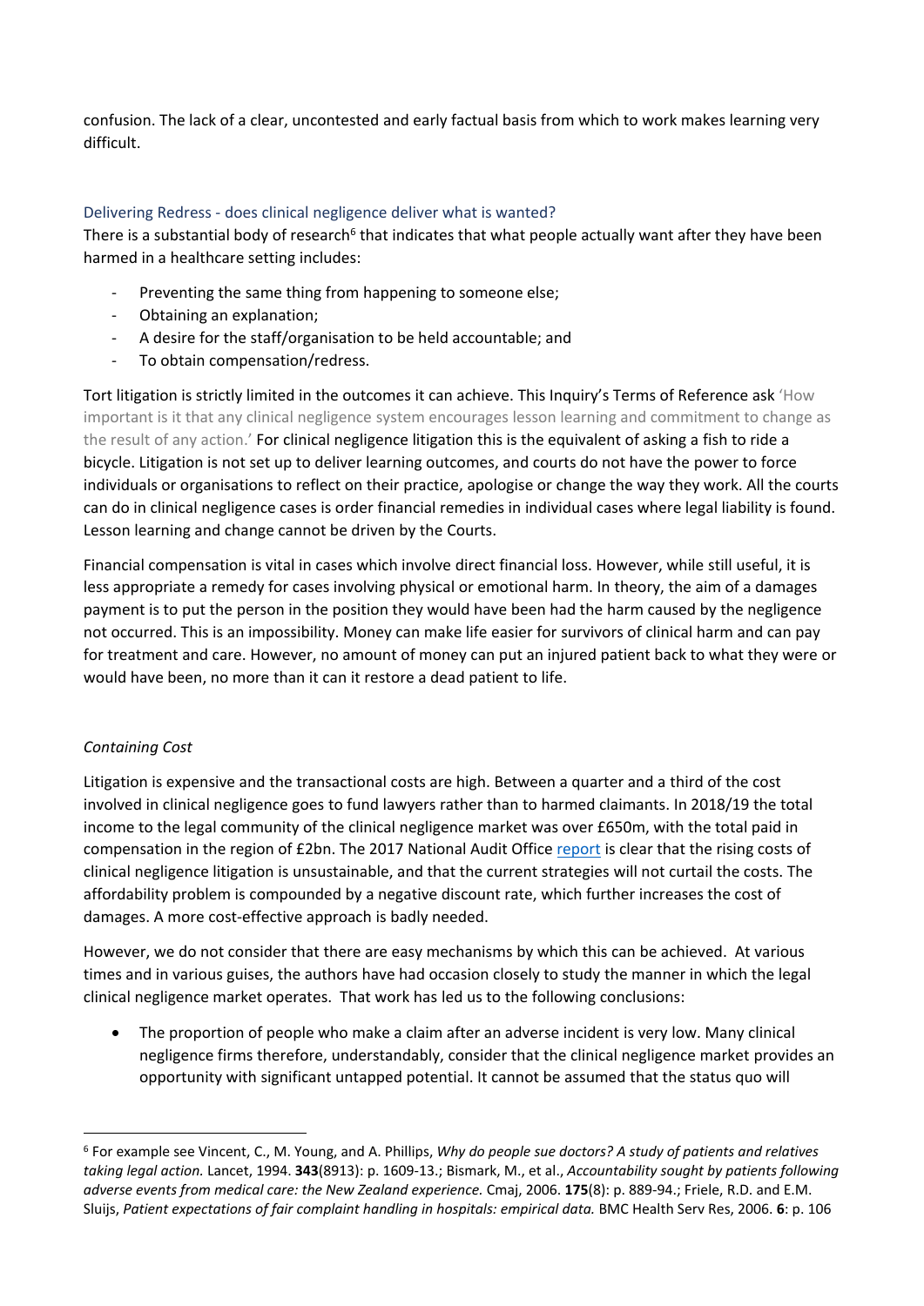confusion. The lack of a clear, uncontested and early factual basis from which to work makes learning very difficult.

## Delivering Redress - does clinical negligence deliver what is wanted?

There is a substantial body of research[6] that indicates that what people actually want after they have been harmed in a healthcare setting includes:

- Preventing the same thing from happening to someone else;
- Obtaining an explanation;
- A desire for the staff/organisation to be held accountable; and
- To obtain compensation/redress.

Tort litigation is strictly limited in the outcomes it can achieve. This Inquiry's Terms of Reference ask 'How important is it that any clinical negligence system encourages lesson learning and commitment to change as the result of any action.' For clinical negligence litigation this is the equivalent of asking a fish to ride a bicycle. Litigation is not set up to deliver learning outcomes, and courts do not have the power to force individuals or organisations to reflect on their practice, apologise or change the way they work. All the courts can do in clinical negligence cases is order financial remedies in individual cases where legal liability is found. Lesson learning and change cannot be driven by the Courts.

Financial compensation is vital in cases which involve direct financial loss. However, while still useful, it is less appropriate a remedy for cases involving physical or emotional harm. In theory, the aim of a damages payment is to put the person in the position they would have been had the harm caused by the negligence not occurred. This is an impossibility. Money can make life easier for survivors of clinical harm and can pay for treatment and care. However, no amount of money can put an injured patient back to what they were or would have been, no more than it can it restore a dead patient to life.

### *Containing Cost*

Litigation is expensive and the transactional costs are high. Between a quarter and a third of the cost involved in clinical negligence goes to fund lawyers rather than to harmed claimants. In 2018/19 the total income to the legal community of the clinical negligence market was over £650m, with the total paid in compensation in the region of £2bn. The 2017 National Audit Office report is clear that the rising costs of clinical negligence litigation is unsustainable, and that the current strategies will not curtail the costs. The affordability problem is compounded by a negative discount rate, which further increases the cost of damages. A more cost-effective approach is badly needed.

However, we do not consider that there are easy mechanisms by which this can be achieved. At various times and in various guises, the authors have had occasion closely to study the manner in which the legal clinical negligence market operates. That work has led us to the following conclusions:

- The proportion of people who make a claim after an adverse incident is very low. Many clinical negligence firms therefore, understandably, consider that the clinical negligence market provides an opportunity with significant untapped potential. It cannot be assumed that the status quo will

---

[6] For example see Vincent, C., M. Young, and A. Phillips, *Why do people sue doctors? A study of patients and relatives taking legal action.* Lancet, 1994. **343**(8913): p. 1609-13.; Bismark, M., et al., *Accountability sought by patients following adverse events from medical care: the New Zealand experience.* Cmaj, 2006. **175**(8): p. 889-94.; Friele, R.D. and E.M. Sluijs, *Patient expectations of fair complaint handling in hospitals: empirical data.* BMC Health Serv Res, 2006. **6**: p. 106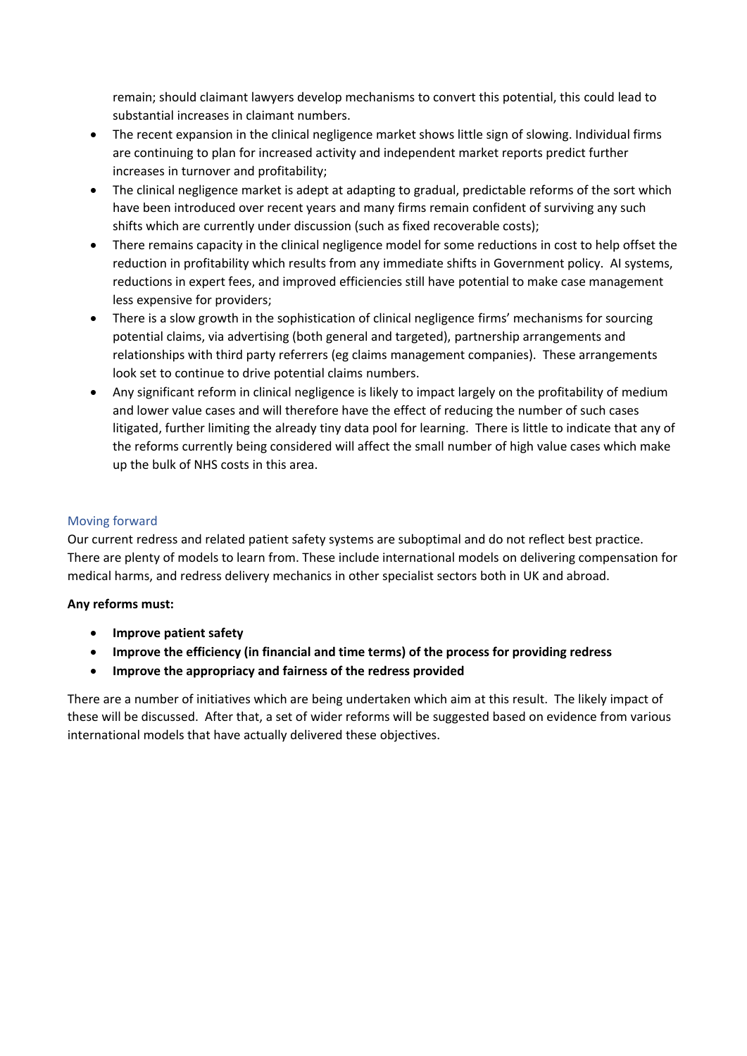remain; should claimant lawyers develop mechanisms to convert this potential, this could lead to substantial increases in claimant numbers.

- The recent expansion in the clinical negligence market shows little sign of slowing. Individual firms are continuing to plan for increased activity and independent market reports predict further increases in turnover and profitability;
- The clinical negligence market is adept at adapting to gradual, predictable reforms of the sort which have been introduced over recent years and many firms remain confident of surviving any such shifts which are currently under discussion (such as fixed recoverable costs);
- There remains capacity in the clinical negligence model for some reductions in cost to help offset the reduction in profitability which results from any immediate shifts in Government policy. AI systems, reductions in expert fees, and improved efficiencies still have potential to make case management less expensive for providers;
- There is a slow growth in the sophistication of clinical negligence firms' mechanisms for sourcing potential claims, via advertising (both general and targeted), partnership arrangements and relationships with third party referrers (eg claims management companies). These arrangements look set to continue to drive potential claims numbers.
- Any significant reform in clinical negligence is likely to impact largely on the profitability of medium and lower value cases and will therefore have the effect of reducing the number of such cases litigated, further limiting the already tiny data pool for learning. There is little to indicate that any of the reforms currently being considered will affect the small number of high value cases which make up the bulk of NHS costs in this area.

## Moving forward

Our current redress and related patient safety systems are suboptimal and do not reflect best practice. There are plenty of models to learn from. These include international models on delivering compensation for medical harms, and redress delivery mechanics in other specialist sectors both in UK and abroad.

**Any reforms must:**

- **Improve patient safety**
- **Improve the efficiency (in financial and time terms) of the process for providing redress**
- **Improve the appropriacy and fairness of the redress provided**

There are a number of initiatives which are being undertaken which aim at this result. The likely impact of these will be discussed. After that, a set of wider reforms will be suggested based on evidence from various international models that have actually delivered these objectives.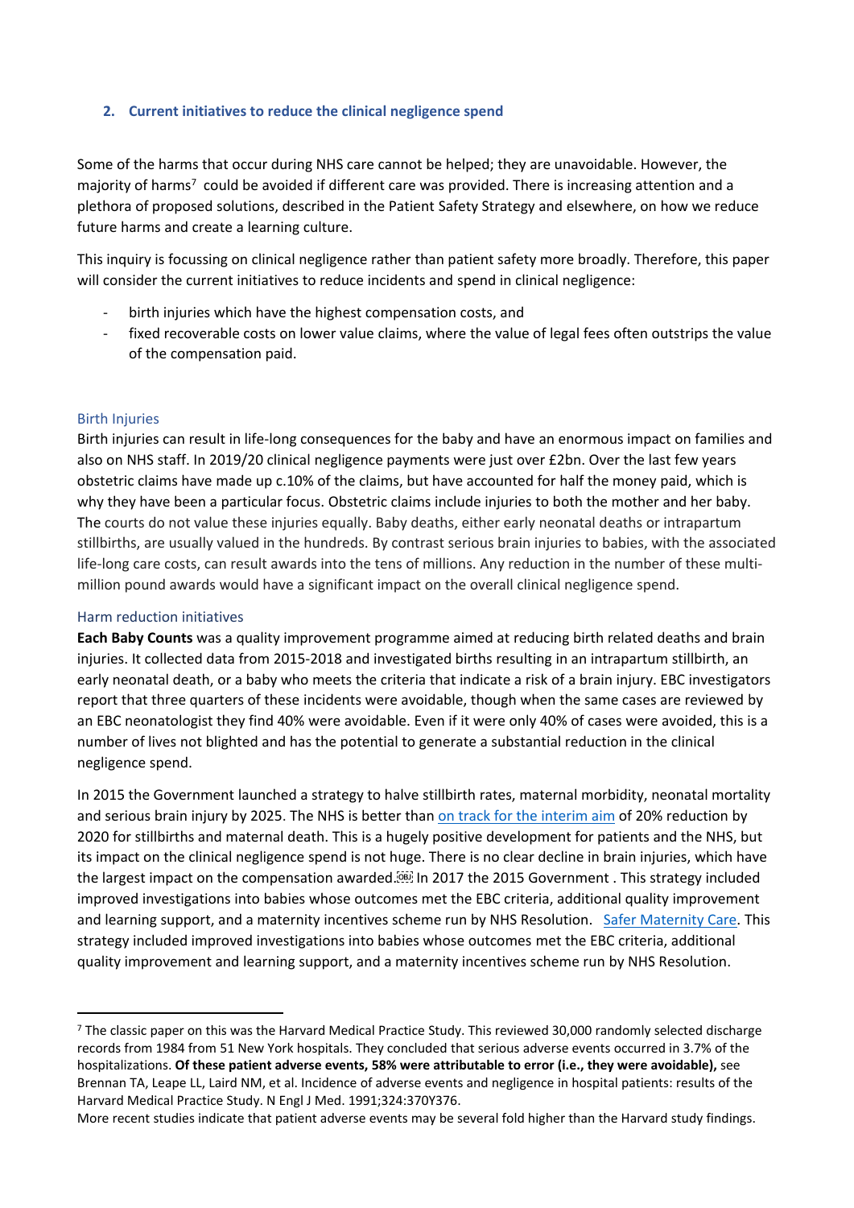## 2. Current initiatives to reduce the clinical negligence spend

Some of the harms that occur during NHS care cannot be helped; they are unavoidable. However, the majority of harms[7] could be avoided if different care was provided. There is increasing attention and a plethora of proposed solutions, described in the Patient Safety Strategy and elsewhere, on how we reduce future harms and create a learning culture.

This inquiry is focussing on clinical negligence rather than patient safety more broadly. Therefore, this paper will consider the current initiatives to reduce incidents and spend in clinical negligence:

- birth injuries which have the highest compensation costs, and
- fixed recoverable costs on lower value claims, where the value of legal fees often outstrips the value of the compensation paid.

### Birth Injuries

Birth injuries can result in life-long consequences for the baby and have an enormous impact on families and also on NHS staff. In 2019/20 clinical negligence payments were just over £2bn. Over the last few years obstetric claims have made up c.10% of the claims, but have accounted for half the money paid, which is why they have been a particular focus. Obstetric claims include injuries to both the mother and her baby. The courts do not value these injuries equally. Baby deaths, either early neonatal deaths or intrapartum stillbirths, are usually valued in the hundreds. By contrast serious brain injuries to babies, with the associated life-long care costs, can result awards into the tens of millions. Any reduction in the number of these multi-million pound awards would have a significant impact on the overall clinical negligence spend.

### Harm reduction initiatives

**Each Baby Counts** was a quality improvement programme aimed at reducing birth related deaths and brain injuries. It collected data from 2015-2018 and investigated births resulting in an intrapartum stillbirth, an early neonatal death, or a baby who meets the criteria that indicate a risk of a brain injury. EBC investigators report that three quarters of these incidents were avoidable, though when the same cases are reviewed by an EBC neonatologist they find 40% were avoidable. Even if it were only 40% of cases were avoided, this is a number of lives not blighted and has the potential to generate a substantial reduction in the clinical negligence spend.

In 2015 the Government launched a strategy to halve stillbirth rates, maternal morbidity, neonatal mortality and serious brain injury by 2025. The NHS is better than on track for the interim aim of 20% reduction by 2020 for stillbirths and maternal death. This is a hugely positive development for patients and the NHS, but its impact on the clinical negligence spend is not huge. There is no clear decline in brain injuries, which have the largest impact on the compensation awarded. In 2017 the 2015 Government . This strategy included improved investigations into babies whose outcomes met the EBC criteria, additional quality improvement and learning support, and a maternity incentives scheme run by NHS Resolution. Safer Maternity Care. This strategy included improved investigations into babies whose outcomes met the EBC criteria, additional quality improvement and learning support, and a maternity incentives scheme run by NHS Resolution.

---

[7] The classic paper on this was the Harvard Medical Practice Study. This reviewed 30,000 randomly selected discharge records from 1984 from 51 New York hospitals. They concluded that serious adverse events occurred in 3.7% of the hospitalizations. **Of these patient adverse events, 58% were attributable to error (i.e., they were avoidable),** see Brennan TA, Leape LL, Laird NM, et al. Incidence of adverse events and negligence in hospital patients: results of the Harvard Medical Practice Study. N Engl J Med. 1991;324:370Y376.

More recent studies indicate that patient adverse events may be several fold higher than the Harvard study findings.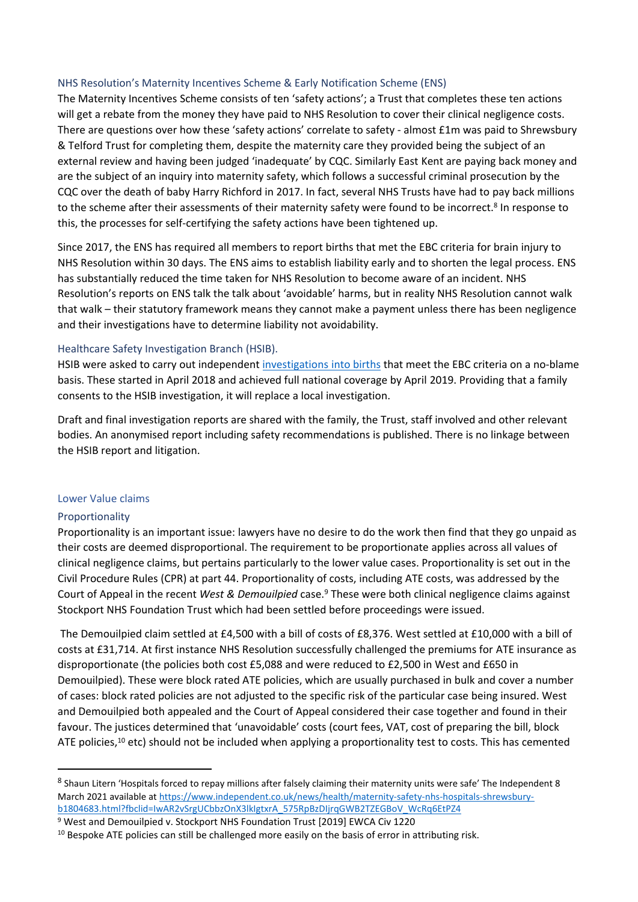### NHS Resolution's Maternity Incentives Scheme & Early Notification Scheme (ENS)

The Maternity Incentives Scheme consists of ten 'safety actions'; a Trust that completes these ten actions will get a rebate from the money they have paid to NHS Resolution to cover their clinical negligence costs. There are questions over how these 'safety actions' correlate to safety - almost £1m was paid to Shrewsbury & Telford Trust for completing them, despite the maternity care they provided being the subject of an external review and having been judged 'inadequate' by CQC. Similarly East Kent are paying back money and are the subject of an inquiry into maternity safety, which follows a successful criminal prosecution by the CQC over the death of baby Harry Richford in 2017. In fact, several NHS Trusts have had to pay back millions to the scheme after their assessments of their maternity safety were found to be incorrect.[8] In response to this, the processes for self-certifying the safety actions have been tightened up.

Since 2017, the ENS has required all members to report births that met the EBC criteria for brain injury to NHS Resolution within 30 days. The ENS aims to establish liability early and to shorten the legal process. ENS has substantially reduced the time taken for NHS Resolution to become aware of an incident. NHS Resolution's reports on ENS talk the talk about 'avoidable' harms, but in reality NHS Resolution cannot walk that walk – their statutory framework means they cannot make a payment unless there has been negligence and their investigations have to determine liability not avoidability.

### Healthcare Safety Investigation Branch (HSIB).

HSIB were asked to carry out independent investigations into births that meet the EBC criteria on a no-blame basis. These started in April 2018 and achieved full national coverage by April 2019. Providing that a family consents to the HSIB investigation, it will replace a local investigation.

Draft and final investigation reports are shared with the family, the Trust, staff involved and other relevant bodies. An anonymised report including safety recommendations is published. There is no linkage between the HSIB report and litigation.

## Lower Value claims

### Proportionality

Proportionality is an important issue: lawyers have no desire to do the work then find that they go unpaid as their costs are deemed disproportional. The requirement to be proportionate applies across all values of clinical negligence claims, but pertains particularly to the lower value cases. Proportionality is set out in the Civil Procedure Rules (CPR) at part 44. Proportionality of costs, including ATE costs, was addressed by the Court of Appeal in the recent *West & Demouilpied* case.[9] These were both clinical negligence claims against Stockport NHS Foundation Trust which had been settled before proceedings were issued.

The Demouilpied claim settled at £4,500 with a bill of costs of £8,376. West settled at £10,000 with a bill of costs at £31,714. At first instance NHS Resolution successfully challenged the premiums for ATE insurance as disproportionate (the policies both cost £5,088 and were reduced to £2,500 in West and £650 in Demouilpied). These were block rated ATE policies, which are usually purchased in bulk and cover a number of cases: block rated policies are not adjusted to the specific risk of the particular case being insured. West and Demouilpied both appealed and the Court of Appeal considered their case together and found in their favour. The justices determined that 'unavoidable' costs (court fees, VAT, cost of preparing the bill, block ATE policies,[10] etc) should not be included when applying a proportionality test to costs. This has cemented

---

[8] Shaun Litern 'Hospitals forced to repay millions after falsely claiming their maternity units were safe' The Independent 8 March 2021 available at https://www.independent.co.uk/news/health/maternity-safety-nhs-hospitals-shrewsbury-b1804683.html?fbclid=IwAR2vSrgUCbbzOnX3lkIgtxrA_575RpBzDIjrqGWB2TZEGBoV_WcRq6EtPZ4

[9] West and Demouilpied v. Stockport NHS Foundation Trust [2019] EWCA Civ 1220

[10] Bespoke ATE policies can still be challenged more easily on the basis of error in attributing risk.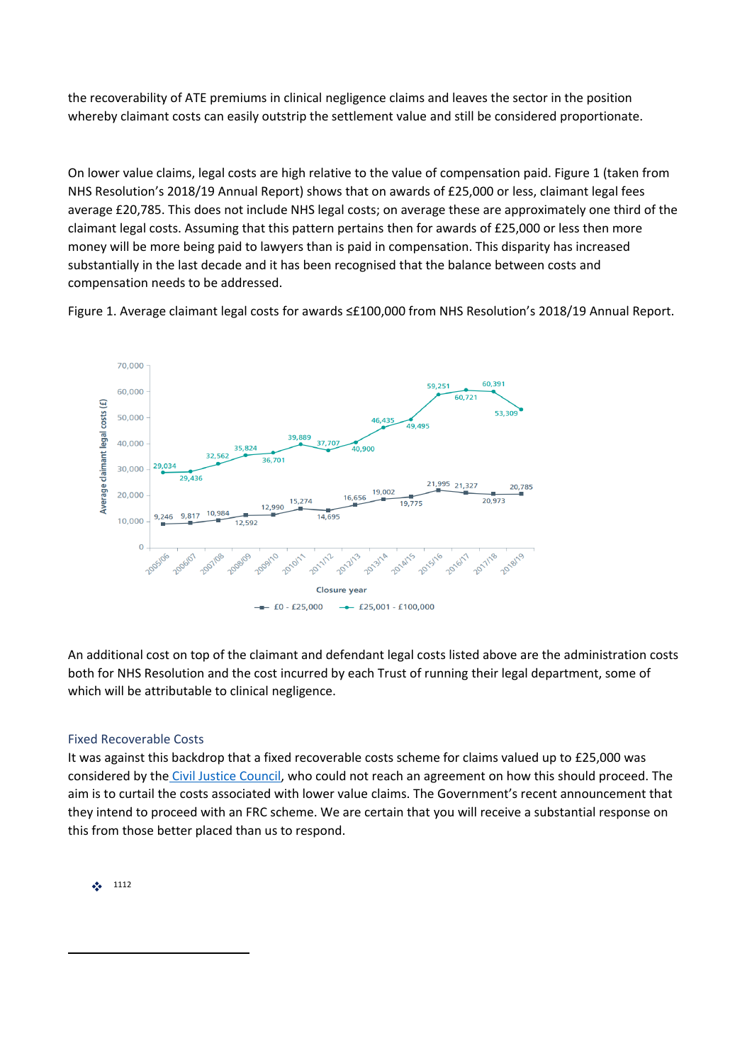the recoverability of ATE premiums in clinical negligence claims and leaves the sector in the position whereby claimant costs can easily outstrip the settlement value and still be considered proportionate.

On lower value claims, legal costs are high relative to the value of compensation paid. Figure 1 (taken from NHS Resolution's 2018/19 Annual Report) shows that on awards of £25,000 or less, claimant legal fees average £20,785. This does not include NHS legal costs; on average these are approximately one third of the claimant legal costs. Assuming that this pattern pertains then for awards of £25,000 or less then more money will be more being paid to lawyers than is paid in compensation. This disparity has increased substantially in the last decade and it has been recognised that the balance between costs and compensation needs to be addressed.

Figure 1. Average claimant legal costs for awards ≤£100,000 from NHS Resolution's 2018/19 Annual Report.

An additional cost on top of the claimant and defendant legal costs listed above are the administration costs both for NHS Resolution and the cost incurred by each Trust of running their legal department, some of which will be attributable to clinical negligence.

### Fixed Recoverable Costs

It was against this backdrop that a fixed recoverable costs scheme for claims valued up to £25,000 was considered by the Civil Justice Council, who could not reach an agreement on how this should proceed. The aim is to curtail the costs associated with lower value claims. The Government's recent announcement that they intend to proceed with an FRC scheme. We are certain that you will receive a substantial response on this from those better placed than us to respond.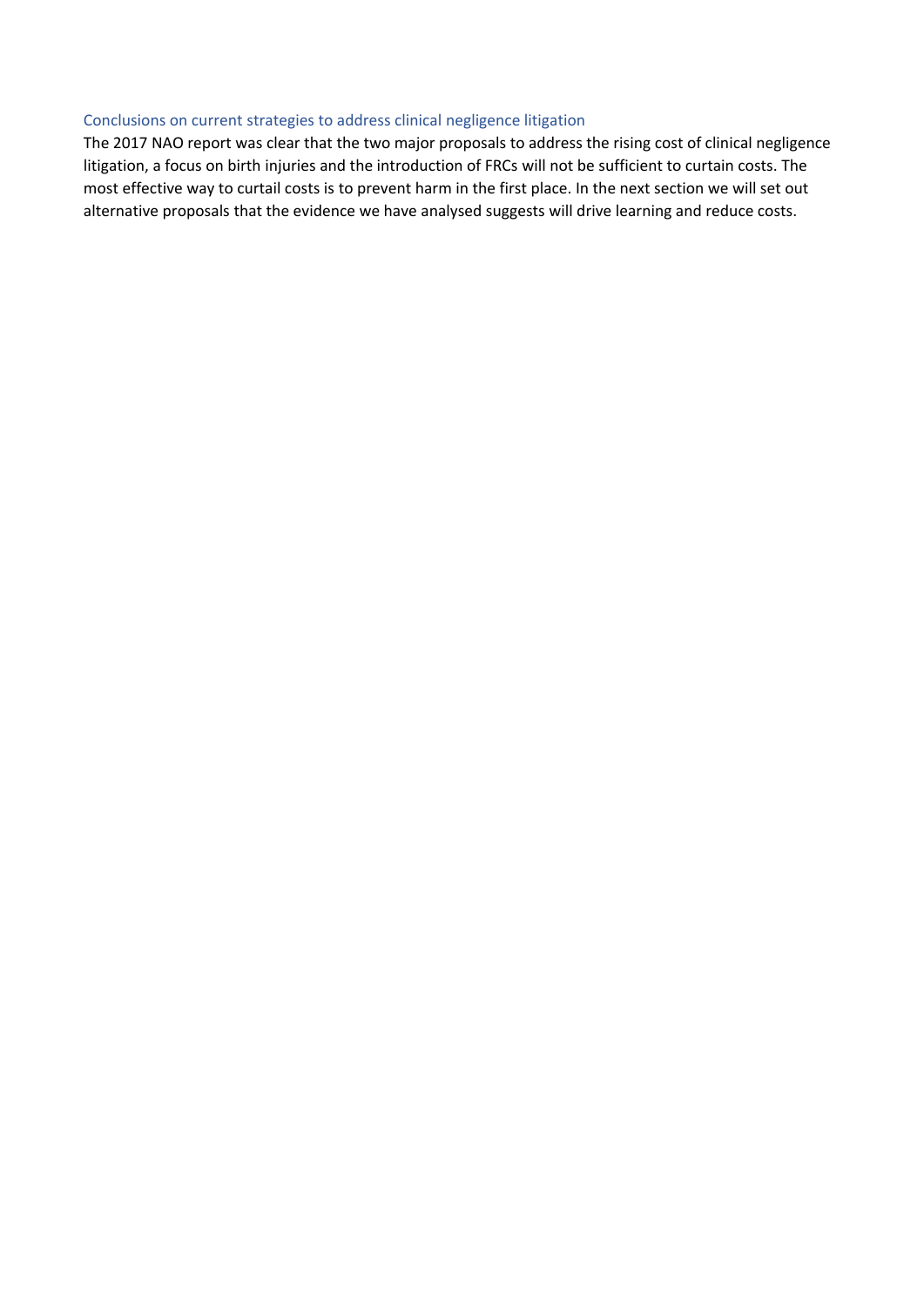### Conclusions on current strategies to address clinical negligence litigation

The 2017 NAO report was clear that the two major proposals to address the rising cost of clinical negligence litigation, a focus on birth injuries and the introduction of FRCs will not be sufficient to curtain costs. The most effective way to curtail costs is to prevent harm in the first place. In the next section we will set out alternative proposals that the evidence we have analysed suggests will drive learning and reduce costs.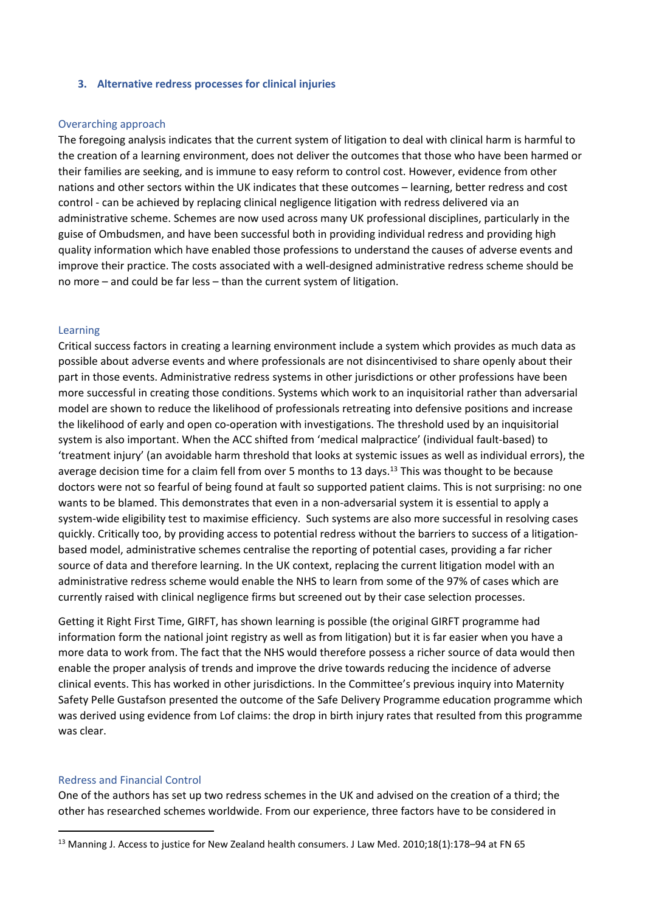## 3. Alternative redress processes for clinical injuries

### Overarching approach

The foregoing analysis indicates that the current system of litigation to deal with clinical harm is harmful to the creation of a learning environment, does not deliver the outcomes that those who have been harmed or their families are seeking, and is immune to easy reform to control cost. However, evidence from other nations and other sectors within the UK indicates that these outcomes – learning, better redress and cost control - can be achieved by replacing clinical negligence litigation with redress delivered via an administrative scheme. Schemes are now used across many UK professional disciplines, particularly in the guise of Ombudsmen, and have been successful both in providing individual redress and providing high quality information which have enabled those professions to understand the causes of adverse events and improve their practice. The costs associated with a well-designed administrative redress scheme should be no more – and could be far less – than the current system of litigation.

### Learning

Critical success factors in creating a learning environment include a system which provides as much data as possible about adverse events and where professionals are not disincentivised to share openly about their part in those events. Administrative redress systems in other jurisdictions or other professions have been more successful in creating those conditions. Systems which work to an inquisitorial rather than adversarial model are shown to reduce the likelihood of professionals retreating into defensive positions and increase the likelihood of early and open co-operation with investigations. The threshold used by an inquisitorial system is also important. When the ACC shifted from 'medical malpractice' (individual fault-based) to 'treatment injury' (an avoidable harm threshold that looks at systemic issues as well as individual errors), the average decision time for a claim fell from over 5 months to 13 days.[13] This was thought to be because doctors were not so fearful of being found at fault so supported patient claims. This is not surprising: no one wants to be blamed. This demonstrates that even in a non-adversarial system it is essential to apply a system-wide eligibility test to maximise efficiency. Such systems are also more successful in resolving cases quickly. Critically too, by providing access to potential redress without the barriers to success of a litigation-based model, administrative schemes centralise the reporting of potential cases, providing a far richer source of data and therefore learning. In the UK context, replacing the current litigation model with an administrative redress scheme would enable the NHS to learn from some of the 97% of cases which are currently raised with clinical negligence firms but screened out by their case selection processes.

Getting it Right First Time, GIRFT, has shown learning is possible (the original GIRFT programme had information form the national joint registry as well as from litigation) but it is far easier when you have a more data to work from. The fact that the NHS would therefore possess a richer source of data would then enable the proper analysis of trends and improve the drive towards reducing the incidence of adverse clinical events. This has worked in other jurisdictions. In the Committee's previous inquiry into Maternity Safety Pelle Gustafson presented the outcome of the Safe Delivery Programme education programme which was derived using evidence from Lof claims: the drop in birth injury rates that resulted from this programme was clear.

### Redress and Financial Control

One of the authors has set up two redress schemes in the UK and advised on the creation of a third; the other has researched schemes worldwide. From our experience, three factors have to be considered in

---

[13] Manning J. Access to justice for New Zealand health consumers. J Law Med. 2010;18(1):178–94 at FN 65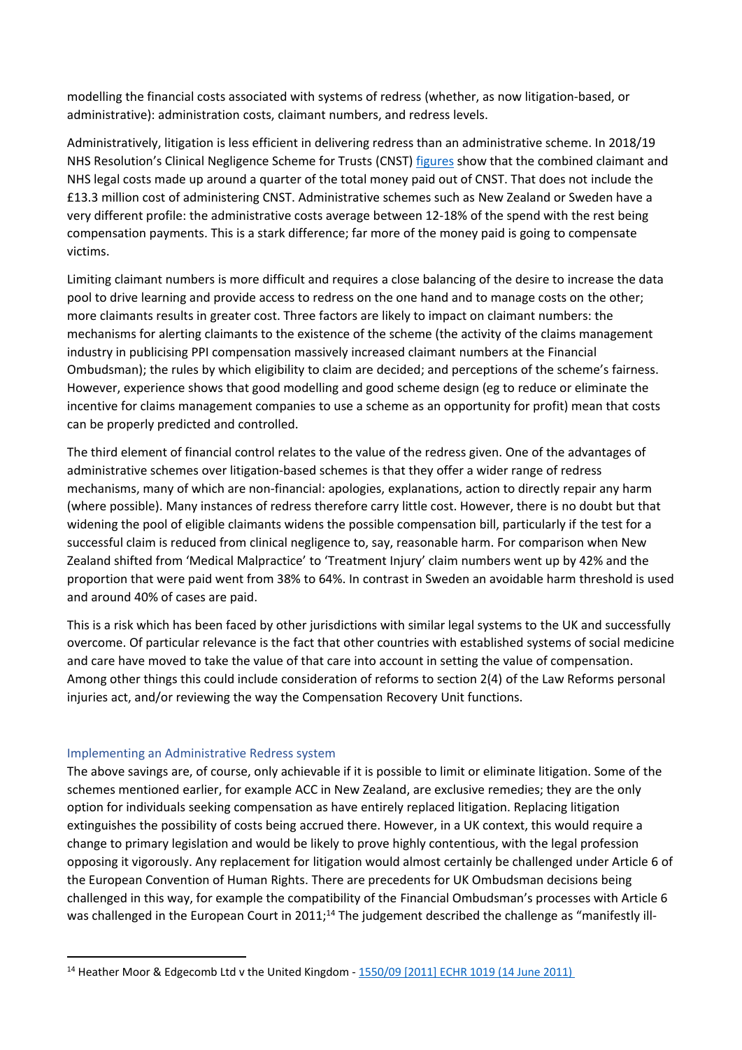modelling the financial costs associated with systems of redress (whether, as now litigation-based, or administrative): administration costs, claimant numbers, and redress levels.

Administratively, litigation is less efficient in delivering redress than an administrative scheme. In 2018/19 NHS Resolution's Clinical Negligence Scheme for Trusts (CNST) figures show that the combined claimant and NHS legal costs made up around a quarter of the total money paid out of CNST. That does not include the £13.3 million cost of administering CNST. Administrative schemes such as New Zealand or Sweden have a very different profile: the administrative costs average between 12-18% of the spend with the rest being compensation payments. This is a stark difference; far more of the money paid is going to compensate victims.

Limiting claimant numbers is more difficult and requires a close balancing of the desire to increase the data pool to drive learning and provide access to redress on the one hand and to manage costs on the other; more claimants results in greater cost. Three factors are likely to impact on claimant numbers: the mechanisms for alerting claimants to the existence of the scheme (the activity of the claims management industry in publicising PPI compensation massively increased claimant numbers at the Financial Ombudsman); the rules by which eligibility to claim are decided; and perceptions of the scheme's fairness. However, experience shows that good modelling and good scheme design (eg to reduce or eliminate the incentive for claims management companies to use a scheme as an opportunity for profit) mean that costs can be properly predicted and controlled.

The third element of financial control relates to the value of the redress given. One of the advantages of administrative schemes over litigation-based schemes is that they offer a wider range of redress mechanisms, many of which are non-financial: apologies, explanations, action to directly repair any harm (where possible). Many instances of redress therefore carry little cost. However, there is no doubt but that widening the pool of eligible claimants widens the possible compensation bill, particularly if the test for a successful claim is reduced from clinical negligence to, say, reasonable harm. For comparison when New Zealand shifted from 'Medical Malpractice' to 'Treatment Injury' claim numbers went up by 42% and the proportion that were paid went from 38% to 64%. In contrast in Sweden an avoidable harm threshold is used and around 40% of cases are paid.

This is a risk which has been faced by other jurisdictions with similar legal systems to the UK and successfully overcome. Of particular relevance is the fact that other countries with established systems of social medicine and care have moved to take the value of that care into account in setting the value of compensation. Among other things this could include consideration of reforms to section 2(4) of the Law Reforms personal injuries act, and/or reviewing the way the Compensation Recovery Unit functions.

### Implementing an Administrative Redress system

The above savings are, of course, only achievable if it is possible to limit or eliminate litigation. Some of the schemes mentioned earlier, for example ACC in New Zealand, are exclusive remedies; they are the only option for individuals seeking compensation as have entirely replaced litigation. Replacing litigation extinguishes the possibility of costs being accrued there. However, in a UK context, this would require a change to primary legislation and would be likely to prove highly contentious, with the legal profession opposing it vigorously. Any replacement for litigation would almost certainly be challenged under Article 6 of the European Convention of Human Rights. There are precedents for UK Ombudsman decisions being challenged in this way, for example the compatibility of the Financial Ombudsman's processes with Article 6 was challenged in the European Court in 2011;[14] The judgement described the challenge as "manifestly ill-

---

[14] Heather Moor & Edgecomb Ltd v the United Kingdom - 1550/09 [2011] ECHR 1019 (14 June 2011)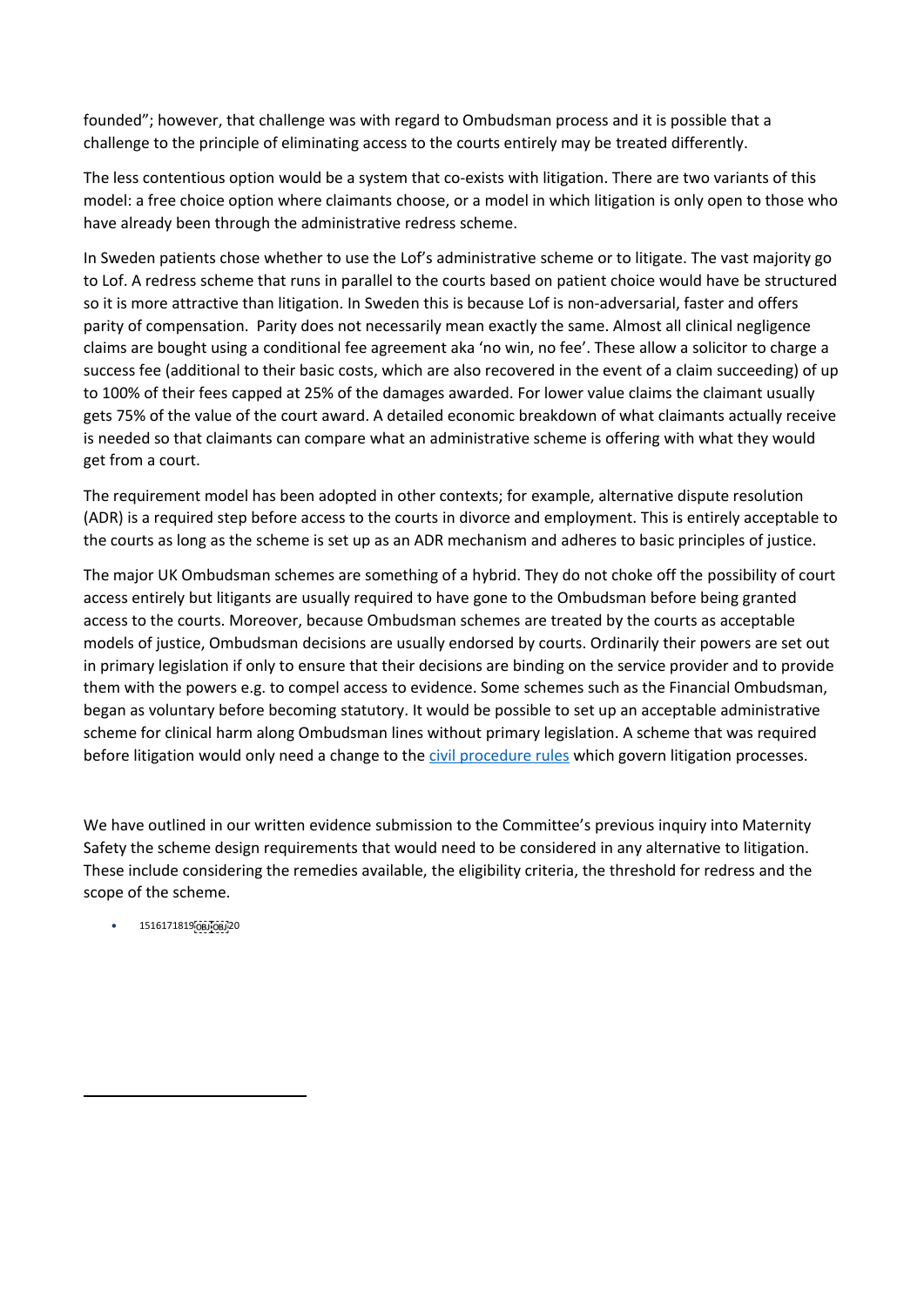founded"; however, that challenge was with regard to Ombudsman process and it is possible that a challenge to the principle of eliminating access to the courts entirely may be treated differently.

The less contentious option would be a system that co-exists with litigation. There are two variants of this model: a free choice option where claimants choose, or a model in which litigation is only open to those who have already been through the administrative redress scheme.

In Sweden patients chose whether to use the Lof's administrative scheme or to litigate. The vast majority go to Lof. A redress scheme that runs in parallel to the courts based on patient choice would have be structured so it is more attractive than litigation. In Sweden this is because Lof is non-adversarial, faster and offers parity of compensation. Parity does not necessarily mean exactly the same. Almost all clinical negligence claims are bought using a conditional fee agreement aka 'no win, no fee'. These allow a solicitor to charge a success fee (additional to their basic costs, which are also recovered in the event of a claim succeeding) of up to 100% of their fees capped at 25% of the damages awarded. For lower value claims the claimant usually gets 75% of the value of the court award. A detailed economic breakdown of what claimants actually receive is needed so that claimants can compare what an administrative scheme is offering with what they would get from a court.

The requirement model has been adopted in other contexts; for example, alternative dispute resolution (ADR) is a required step before access to the courts in divorce and employment. This is entirely acceptable to the courts as long as the scheme is set up as an ADR mechanism and adheres to basic principles of justice.

The major UK Ombudsman schemes are something of a hybrid. They do not choke off the possibility of court access entirely but litigants are usually required to have gone to the Ombudsman before being granted access to the courts. Moreover, because Ombudsman schemes are treated by the courts as acceptable models of justice, Ombudsman decisions are usually endorsed by courts. Ordinarily their powers are set out in primary legislation if only to ensure that their decisions are binding on the service provider and to provide them with the powers e.g. to compel access to evidence. Some schemes such as the Financial Ombudsman, began as voluntary before becoming statutory. It would be possible to set up an acceptable administrative scheme for clinical harm along Ombudsman lines without primary legislation. A scheme that was required before litigation would only need a change to the civil procedure rules which govern litigation processes.

We have outlined in our written evidence submission to the Committee's previous inquiry into Maternity Safety the scheme design requirements that would need to be considered in any alternative to litigation. These include considering the remedies available, the eligibility criteria, the threshold for redress and the scope of the scheme.

- 1516171819￼￼20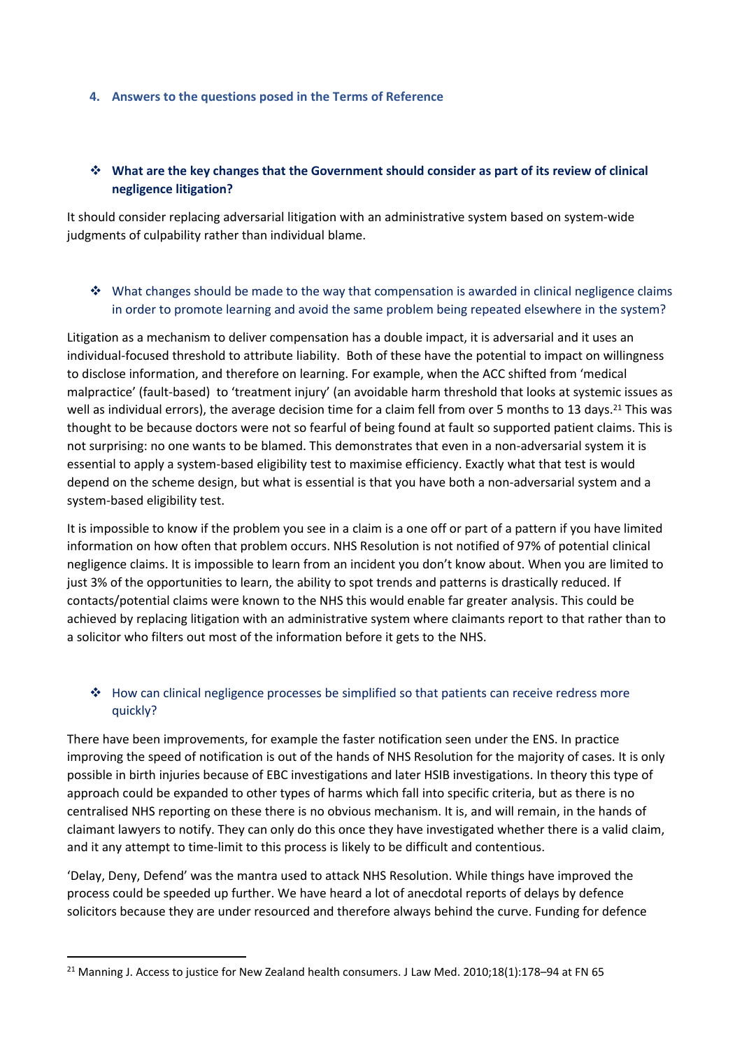## 4. Answers to the questions posed in the Terms of Reference

### ❖ What are the key changes that the Government should consider as part of its review of clinical negligence litigation?

It should consider replacing adversarial litigation with an administrative system based on system-wide judgments of culpability rather than individual blame.

### ❖ What changes should be made to the way that compensation is awarded in clinical negligence claims in order to promote learning and avoid the same problem being repeated elsewhere in the system?

Litigation as a mechanism to deliver compensation has a double impact, it is adversarial and it uses an individual-focused threshold to attribute liability. Both of these have the potential to impact on willingness to disclose information, and therefore on learning. For example, when the ACC shifted from 'medical malpractice' (fault-based) to 'treatment injury' (an avoidable harm threshold that looks at systemic issues as well as individual errors), the average decision time for a claim fell from over 5 months to 13 days.[21] This was thought to be because doctors were not so fearful of being found at fault so supported patient claims. This is not surprising: no one wants to be blamed. This demonstrates that even in a non-adversarial system it is essential to apply a system-based eligibility test to maximise efficiency. Exactly what that test is would depend on the scheme design, but what is essential is that you have both a non-adversarial system and a system-based eligibility test.

It is impossible to know if the problem you see in a claim is a one off or part of a pattern if you have limited information on how often that problem occurs. NHS Resolution is not notified of 97% of potential clinical negligence claims. It is impossible to learn from an incident you don't know about. When you are limited to just 3% of the opportunities to learn, the ability to spot trends and patterns is drastically reduced. If contacts/potential claims were known to the NHS this would enable far greater analysis. This could be achieved by replacing litigation with an administrative system where claimants report to that rather than to a solicitor who filters out most of the information before it gets to the NHS.

### ❖ How can clinical negligence processes be simplified so that patients can receive redress more quickly?

There have been improvements, for example the faster notification seen under the ENS. In practice improving the speed of notification is out of the hands of NHS Resolution for the majority of cases. It is only possible in birth injuries because of EBC investigations and later HSIB investigations. In theory this type of approach could be expanded to other types of harms which fall into specific criteria, but as there is no centralised NHS reporting on these there is no obvious mechanism. It is, and will remain, in the hands of claimant lawyers to notify. They can only do this once they have investigated whether there is a valid claim, and it any attempt to time-limit to this process is likely to be difficult and contentious.

'Delay, Deny, Defend' was the mantra used to attack NHS Resolution. While things have improved the process could be speeded up further. We have heard a lot of anecdotal reports of delays by defence solicitors because they are under resourced and therefore always behind the curve. Funding for defence

---

[21] Manning J. Access to justice for New Zealand health consumers. J Law Med. 2010;18(1):178–94 at FN 65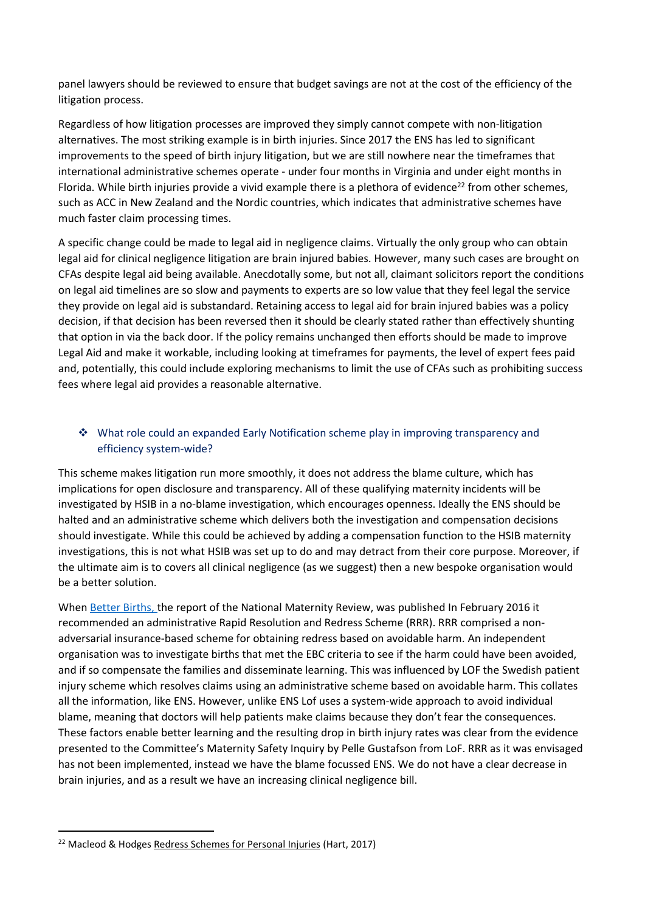panel lawyers should be reviewed to ensure that budget savings are not at the cost of the efficiency of the litigation process.

Regardless of how litigation processes are improved they simply cannot compete with non-litigation alternatives. The most striking example is in birth injuries. Since 2017 the ENS has led to significant improvements to the speed of birth injury litigation, but we are still nowhere near the timeframes that international administrative schemes operate - under four months in Virginia and under eight months in Florida. While birth injuries provide a vivid example there is a plethora of evidence[22] from other schemes, such as ACC in New Zealand and the Nordic countries, which indicates that administrative schemes have much faster claim processing times.

A specific change could be made to legal aid in negligence claims. Virtually the only group who can obtain legal aid for clinical negligence litigation are brain injured babies. However, many such cases are brought on CFAs despite legal aid being available. Anecdotally some, but not all, claimant solicitors report the conditions on legal aid timelines are so slow and payments to experts are so low value that they feel legal the service they provide on legal aid is substandard. Retaining access to legal aid for brain injured babies was a policy decision, if that decision has been reversed then it should be clearly stated rather than effectively shunting that option in via the back door. If the policy remains unchanged then efforts should be made to improve Legal Aid and make it workable, including looking at timeframes for payments, the level of expert fees paid and, potentially, this could include exploring mechanisms to limit the use of CFAs such as prohibiting success fees where legal aid provides a reasonable alternative.

- ❖ What role could an expanded Early Notification scheme play in improving transparency and efficiency system-wide?

This scheme makes litigation run more smoothly, it does not address the blame culture, which has implications for open disclosure and transparency. All of these qualifying maternity incidents will be investigated by HSIB in a no-blame investigation, which encourages openness. Ideally the ENS should be halted and an administrative scheme which delivers both the investigation and compensation decisions should investigate. While this could be achieved by adding a compensation function to the HSIB maternity investigations, this is not what HSIB was set up to do and may detract from their core purpose. Moreover, if the ultimate aim is to covers all clinical negligence (as we suggest) then a new bespoke organisation would be a better solution.

When Better Births, the report of the National Maternity Review, was published In February 2016 it recommended an administrative Rapid Resolution and Redress Scheme (RRR). RRR comprised a non-adversarial insurance-based scheme for obtaining redress based on avoidable harm. An independent organisation was to investigate births that met the EBC criteria to see if the harm could have been avoided, and if so compensate the families and disseminate learning. This was influenced by LOF the Swedish patient injury scheme which resolves claims using an administrative scheme based on avoidable harm. This collates all the information, like ENS. However, unlike ENS Lof uses a system-wide approach to avoid individual blame, meaning that doctors will help patients make claims because they don't fear the consequences. These factors enable better learning and the resulting drop in birth injury rates was clear from the evidence presented to the Committee's Maternity Safety Inquiry by Pelle Gustafson from LoF. RRR as it was envisaged has not been implemented, instead we have the blame focussed ENS. We do not have a clear decrease in brain injuries, and as a result we have an increasing clinical negligence bill.

---

[22] Macleod & Hodges Redress Schemes for Personal Injuries (Hart, 2017)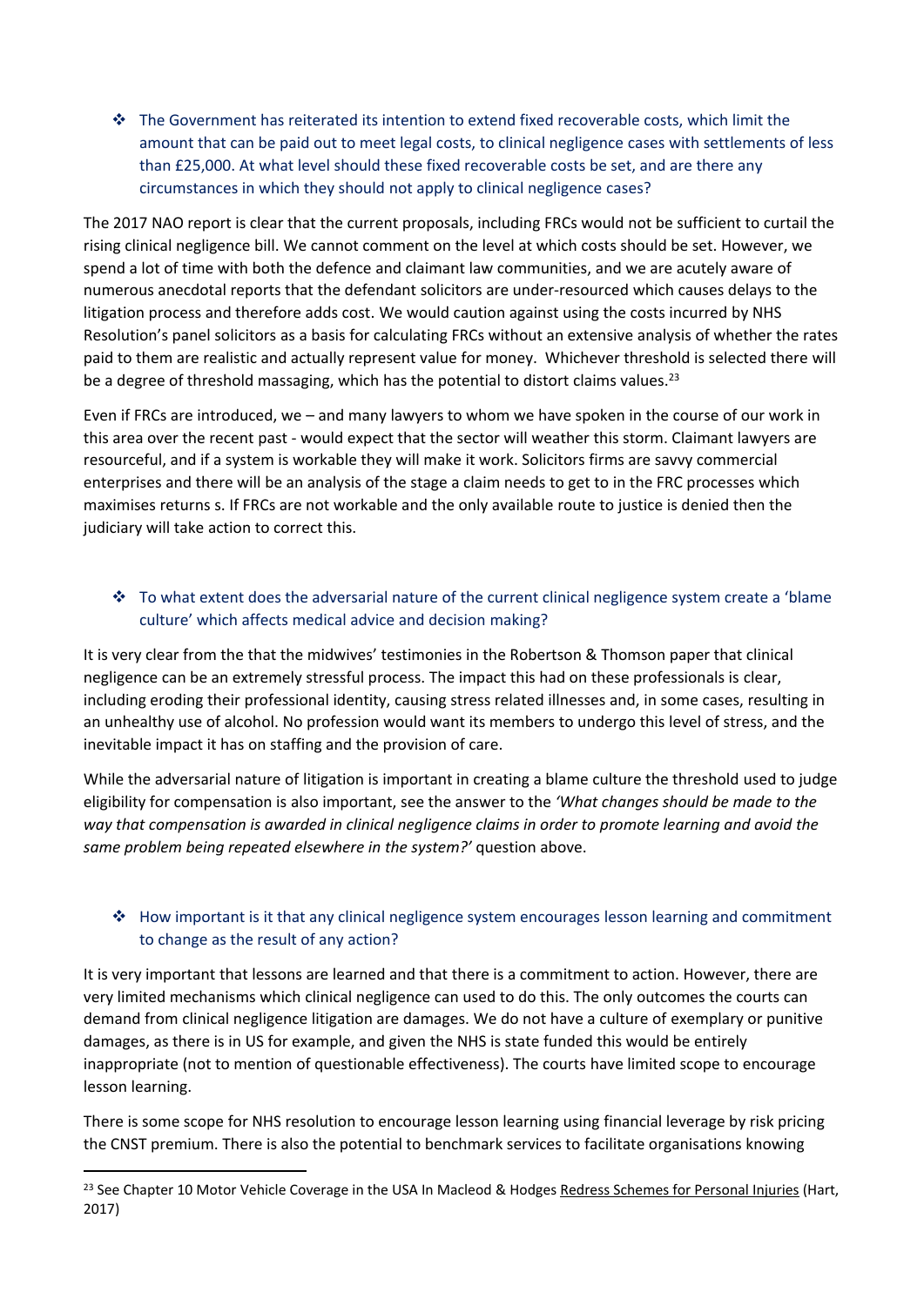- The Government has reiterated its intention to extend fixed recoverable costs, which limit the amount that can be paid out to meet legal costs, to clinical negligence cases with settlements of less than £25,000. At what level should these fixed recoverable costs be set, and are there any circumstances in which they should not apply to clinical negligence cases?

The 2017 NAO report is clear that the current proposals, including FRCs would not be sufficient to curtail the rising clinical negligence bill. We cannot comment on the level at which costs should be set. However, we spend a lot of time with both the defence and claimant law communities, and we are acutely aware of numerous anecdotal reports that the defendant solicitors are under-resourced which causes delays to the litigation process and therefore adds cost. We would caution against using the costs incurred by NHS Resolution's panel solicitors as a basis for calculating FRCs without an extensive analysis of whether the rates paid to them are realistic and actually represent value for money. Whichever threshold is selected there will be a degree of threshold massaging, which has the potential to distort claims values.[23]

Even if FRCs are introduced, we – and many lawyers to whom we have spoken in the course of our work in this area over the recent past - would expect that the sector will weather this storm. Claimant lawyers are resourceful, and if a system is workable they will make it work. Solicitors firms are savvy commercial enterprises and there will be an analysis of the stage a claim needs to get to in the FRC processes which maximises returns s. If FRCs are not workable and the only available route to justice is denied then the judiciary will take action to correct this.

- To what extent does the adversarial nature of the current clinical negligence system create a 'blame culture' which affects medical advice and decision making?

It is very clear from the that the midwives' testimonies in the Robertson & Thomson paper that clinical negligence can be an extremely stressful process. The impact this had on these professionals is clear, including eroding their professional identity, causing stress related illnesses and, in some cases, resulting in an unhealthy use of alcohol. No profession would want its members to undergo this level of stress, and the inevitable impact it has on staffing and the provision of care.

While the adversarial nature of litigation is important in creating a blame culture the threshold used to judge eligibility for compensation is also important, see the answer to the *'What changes should be made to the way that compensation is awarded in clinical negligence claims in order to promote learning and avoid the same problem being repeated elsewhere in the system?'* question above.

- How important is it that any clinical negligence system encourages lesson learning and commitment to change as the result of any action?

It is very important that lessons are learned and that there is a commitment to action. However, there are very limited mechanisms which clinical negligence can used to do this. The only outcomes the courts can demand from clinical negligence litigation are damages. We do not have a culture of exemplary or punitive damages, as there is in US for example, and given the NHS is state funded this would be entirely inappropriate (not to mention of questionable effectiveness). The courts have limited scope to encourage lesson learning.

There is some scope for NHS resolution to encourage lesson learning using financial leverage by risk pricing the CNST premium. There is also the potential to benchmark services to facilitate organisations knowing

---

[23] See Chapter 10 Motor Vehicle Coverage in the USA In Macleod & Hodges Redress Schemes for Personal Injuries (Hart, 2017)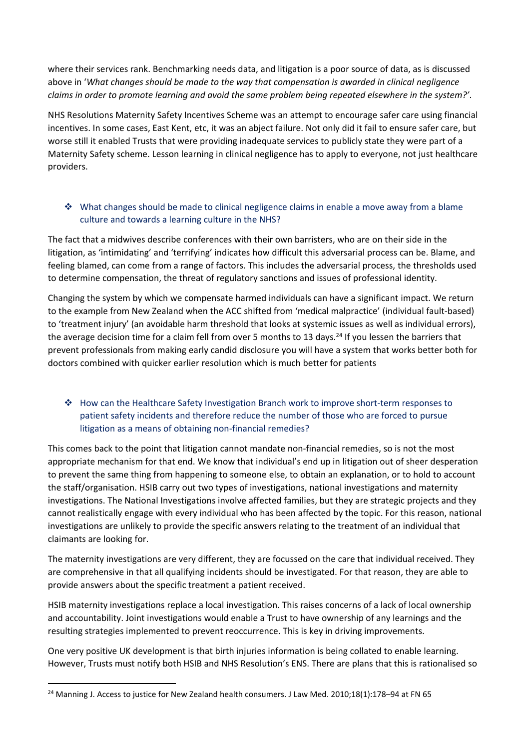where their services rank. Benchmarking needs data, and litigation is a poor source of data, as is discussed above in '*What changes should be made to the way that compensation is awarded in clinical negligence claims in order to promote learning and avoid the same problem being repeated elsewhere in the system?'*.

NHS Resolutions Maternity Safety Incentives Scheme was an attempt to encourage safer care using financial incentives. In some cases, East Kent, etc, it was an abject failure. Not only did it fail to ensure safer care, but worse still it enabled Trusts that were providing inadequate services to publicly state they were part of a Maternity Safety scheme. Lesson learning in clinical negligence has to apply to everyone, not just healthcare providers.

- ❖ What changes should be made to clinical negligence claims in enable a move away from a blame culture and towards a learning culture in the NHS?

The fact that a midwives describe conferences with their own barristers, who are on their side in the litigation, as 'intimidating' and 'terrifying' indicates how difficult this adversarial process can be. Blame, and feeling blamed, can come from a range of factors. This includes the adversarial process, the thresholds used to determine compensation, the threat of regulatory sanctions and issues of professional identity.

Changing the system by which we compensate harmed individuals can have a significant impact. We return to the example from New Zealand when the ACC shifted from 'medical malpractice' (individual fault-based) to 'treatment injury' (an avoidable harm threshold that looks at systemic issues as well as individual errors), the average decision time for a claim fell from over 5 months to 13 days.[24] If you lessen the barriers that prevent professionals from making early candid disclosure you will have a system that works better both for doctors combined with quicker earlier resolution which is much better for patients

- ❖ How can the Healthcare Safety Investigation Branch work to improve short-term responses to patient safety incidents and therefore reduce the number of those who are forced to pursue litigation as a means of obtaining non-financial remedies?

This comes back to the point that litigation cannot mandate non-financial remedies, so is not the most appropriate mechanism for that end. We know that individual's end up in litigation out of sheer desperation to prevent the same thing from happening to someone else, to obtain an explanation, or to hold to account the staff/organisation. HSIB carry out two types of investigations, national investigations and maternity investigations. The National Investigations involve affected families, but they are strategic projects and they cannot realistically engage with every individual who has been affected by the topic. For this reason, national investigations are unlikely to provide the specific answers relating to the treatment of an individual that claimants are looking for.

The maternity investigations are very different, they are focussed on the care that individual received. They are comprehensive in that all qualifying incidents should be investigated. For that reason, they are able to provide answers about the specific treatment a patient received.

HSIB maternity investigations replace a local investigation. This raises concerns of a lack of local ownership and accountability. Joint investigations would enable a Trust to have ownership of any learnings and the resulting strategies implemented to prevent reoccurrence. This is key in driving improvements.

One very positive UK development is that birth injuries information is being collated to enable learning. However, Trusts must notify both HSIB and NHS Resolution's ENS. There are plans that this is rationalised so

[24] Manning J. Access to justice for New Zealand health consumers. J Law Med. 2010;18(1):178–94 at FN 65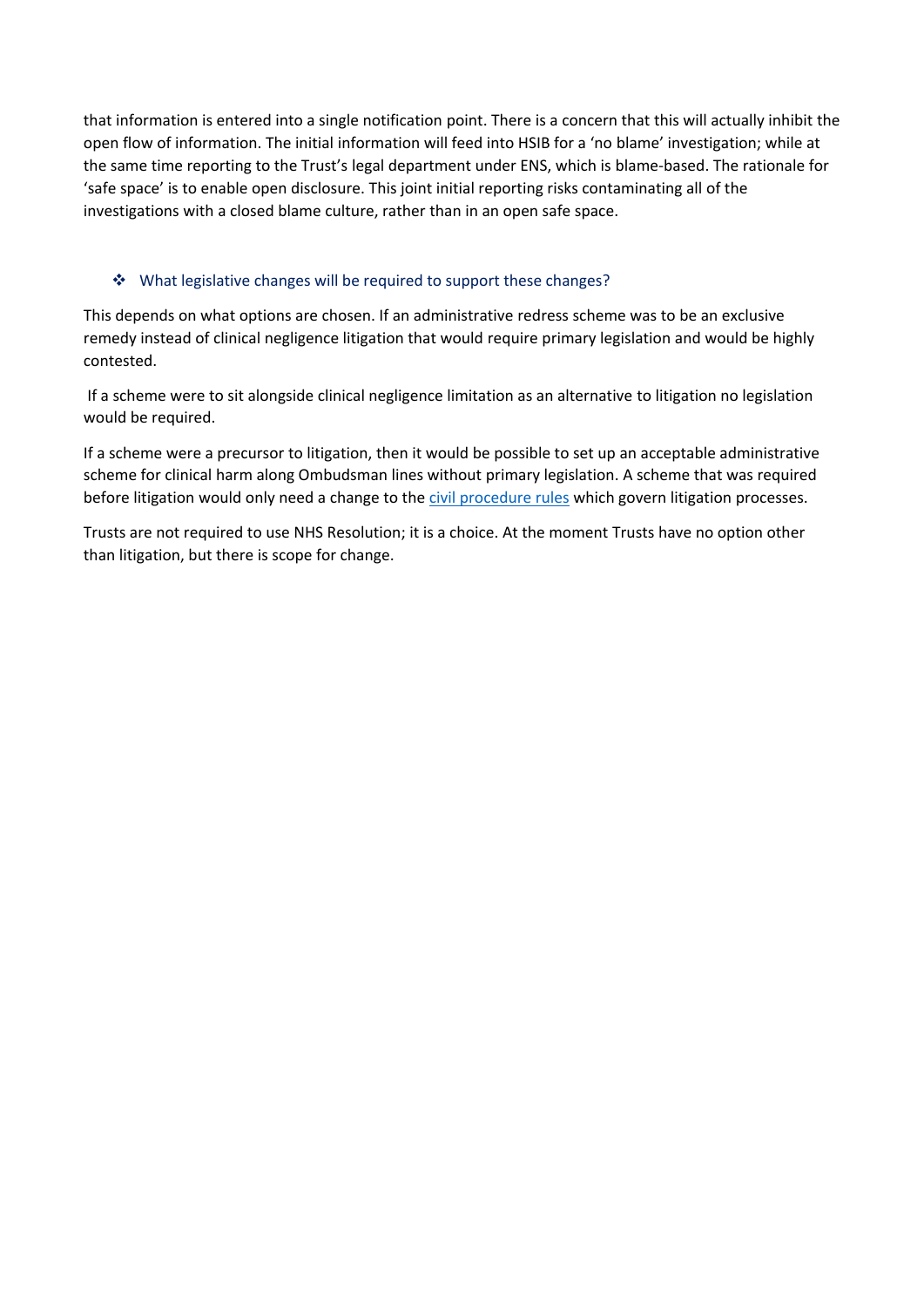that information is entered into a single notification point. There is a concern that this will actually inhibit the open flow of information. The initial information will feed into HSIB for a 'no blame' investigation; while at the same time reporting to the Trust's legal department under ENS, which is blame-based. The rationale for 'safe space' is to enable open disclosure. This joint initial reporting risks contaminating all of the investigations with a closed blame culture, rather than in an open safe space.

- What legislative changes will be required to support these changes?

This depends on what options are chosen. If an administrative redress scheme was to be an exclusive remedy instead of clinical negligence litigation that would require primary legislation and would be highly contested.

If a scheme were to sit alongside clinical negligence limitation as an alternative to litigation no legislation would be required.

If a scheme were a precursor to litigation, then it would be possible to set up an acceptable administrative scheme for clinical harm along Ombudsman lines without primary legislation. A scheme that was required before litigation would only need a change to the civil procedure rules which govern litigation processes.

Trusts are not required to use NHS Resolution; it is a choice. At the moment Trusts have no option other than litigation, but there is scope for change.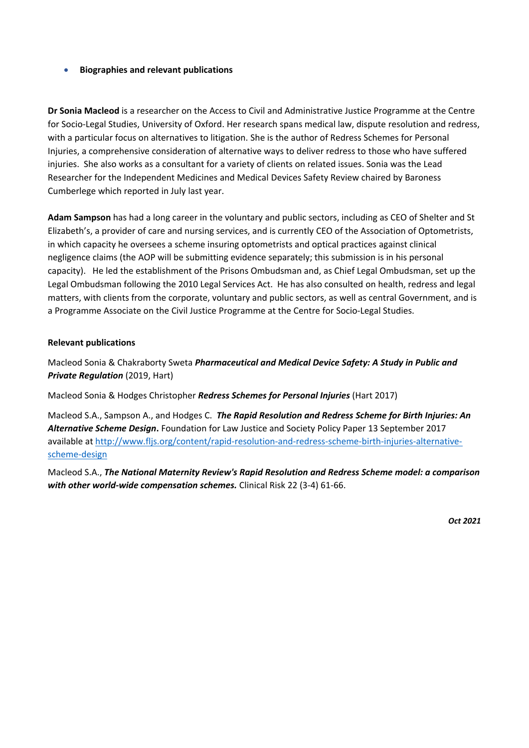- **Biographies and relevant publications**

**Dr Sonia Macleod** is a researcher on the Access to Civil and Administrative Justice Programme at the Centre for Socio-Legal Studies, University of Oxford. Her research spans medical law, dispute resolution and redress, with a particular focus on alternatives to litigation. She is the author of Redress Schemes for Personal Injuries, a comprehensive consideration of alternative ways to deliver redress to those who have suffered injuries. She also works as a consultant for a variety of clients on related issues. Sonia was the Lead Researcher for the Independent Medicines and Medical Devices Safety Review chaired by Baroness Cumberlege which reported in July last year.

**Adam Sampson** has had a long career in the voluntary and public sectors, including as CEO of Shelter and St Elizabeth's, a provider of care and nursing services, and is currently CEO of the Association of Optometrists, in which capacity he oversees a scheme insuring optometrists and optical practices against clinical negligence claims (the AOP will be submitting evidence separately; this submission is in his personal capacity). He led the establishment of the Prisons Ombudsman and, as Chief Legal Ombudsman, set up the Legal Ombudsman following the 2010 Legal Services Act. He has also consulted on health, redress and legal matters, with clients from the corporate, voluntary and public sectors, as well as central Government, and is a Programme Associate on the Civil Justice Programme at the Centre for Socio-Legal Studies.

**Relevant publications**

Macleod Sonia & Chakraborty Sweta ***Pharmaceutical and Medical Device Safety: A Study in Public and Private Regulation*** (2019, Hart)

Macleod Sonia & Hodges Christopher ***Redress Schemes for Personal Injuries*** (Hart 2017)

Macleod S.A., Sampson A., and Hodges C. ***The Rapid Resolution and Redress Scheme for Birth Injuries: An Alternative Scheme Design*.** Foundation for Law Justice and Society Policy Paper 13 September 2017 available at [http://www.fljs.org/content/rapid-resolution-and-redress-scheme-birth-injuries-alternative-scheme-design](http://www.fljs.org/content/rapid-resolution-and-redress-scheme-birth-injuries-alternative-scheme-design)

Macleod S.A., ***The National Maternity Review's Rapid Resolution and Redress Scheme model: a comparison with other world-wide compensation schemes.*** Clinical Risk 22 (3-4) 61-66.

***Oct 2021***